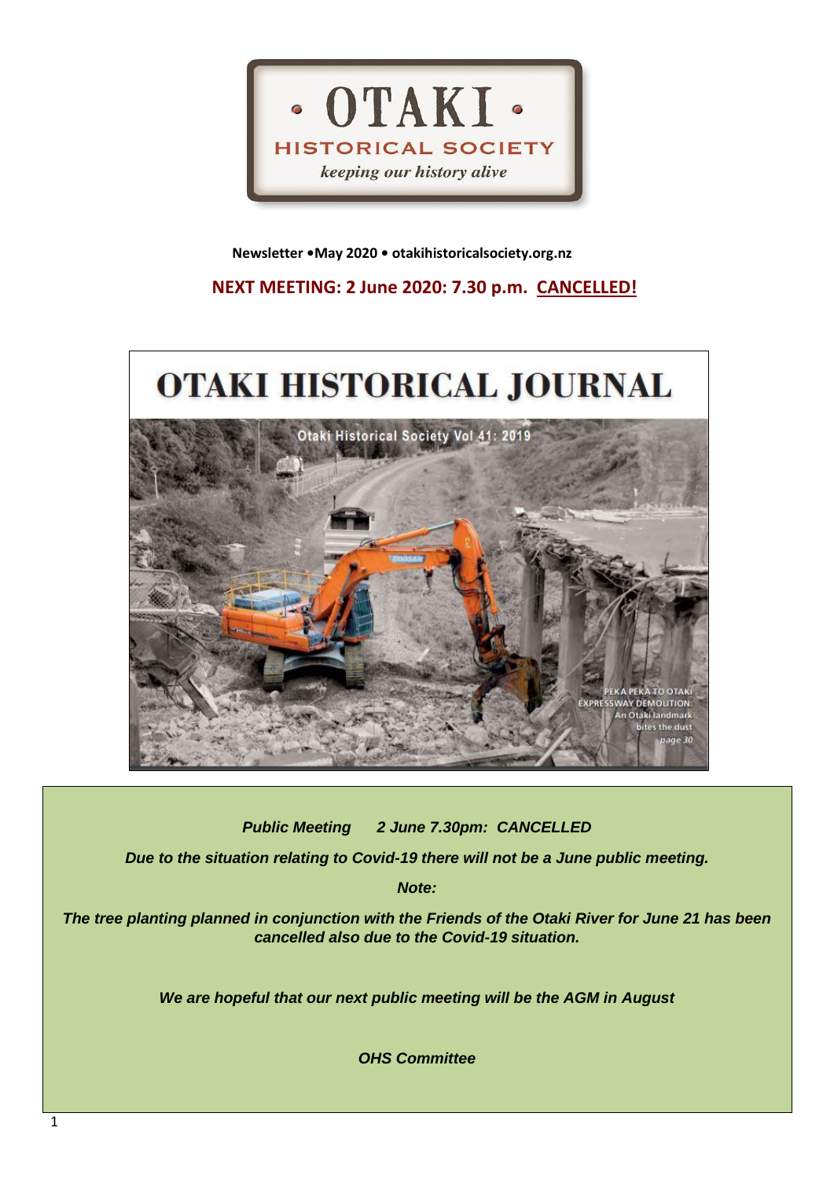# OTAKI HISTORICAL SOCIETY

*keeping our history alive*

**Newsletter •May 2020 • otakihistoricalsociety.org.nz**

**NEXT MEETING: 2 June 2020: 7.30 p.m. CANCELLED!**

## OTAKI HISTORICAL JOURNAL

Otaki Historical Society Vol 41: 2019

PEKA PEKA TO OTAKI EXPRESSWAY DEMOLITION: An Otaki landmark bites the dust *page 30*

***Public Meeting 2 June 7.30pm: CANCELLED***

***Due to the situation relating to Covid-19 there will not be a June public meeting.***

***Note:***

***The tree planting planned in conjunction with the Friends of the Otaki River for June 21 has been cancelled also due to the Covid-19 situation.***

***We are hopeful that our next public meeting will be the AGM in August***

***OHS Committee***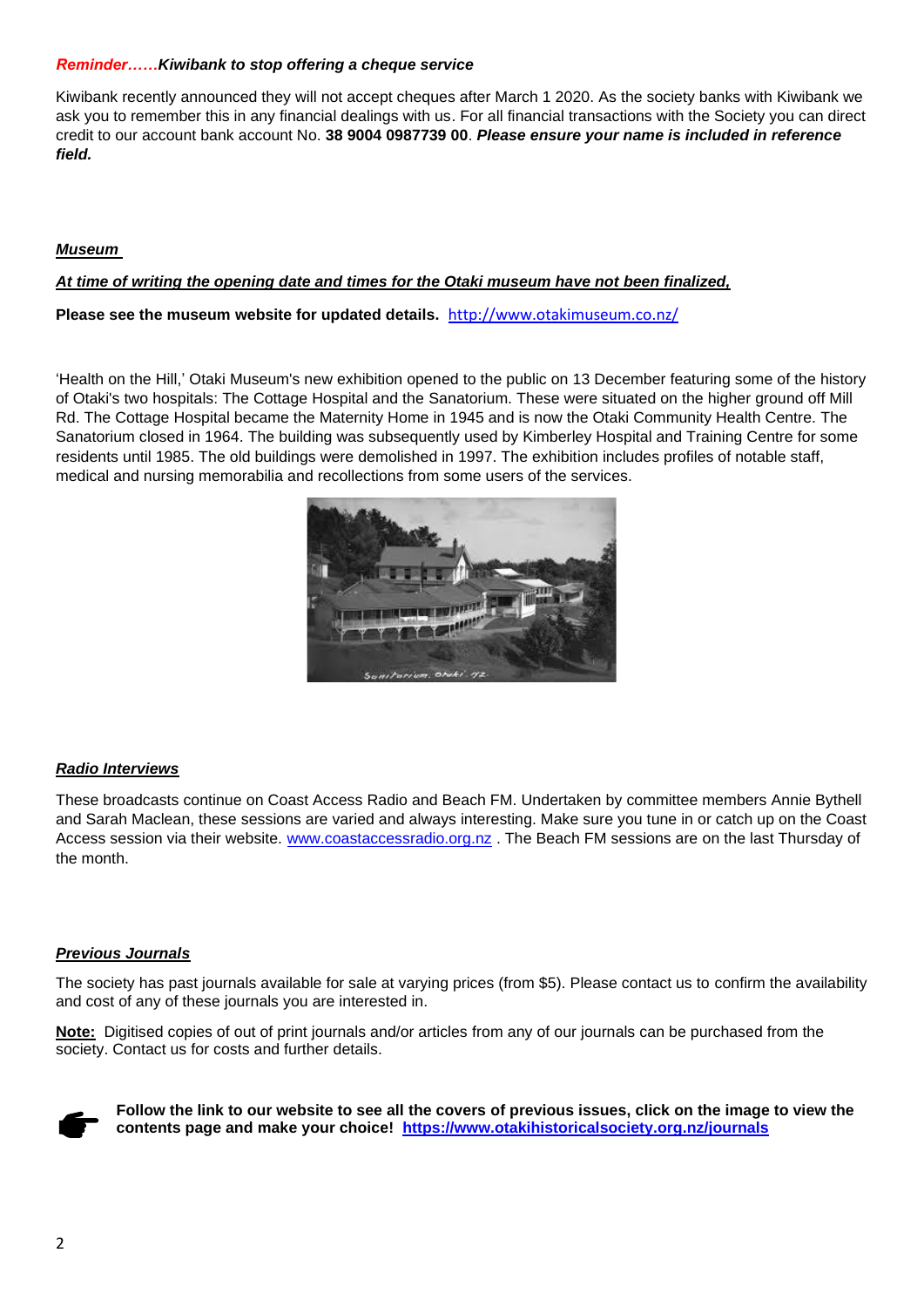***Reminder……Kiwibank to stop offering a cheque service***

Kiwibank recently announced they will not accept cheques after March 1 2020. As the society banks with Kiwibank we ask you to remember this in any financial dealings with us. For all financial transactions with the Society you can direct credit to our account bank account No. **38 9004 0987739 00**. ***Please ensure your name is included in reference field.***

***Museum***

***At time of writing the opening date and times for the Otaki museum have not been finalized,***

**Please see the museum website for updated details.** http://www.otakimuseum.co.nz/

'Health on the Hill,' Otaki Museum's new exhibition opened to the public on 13 December featuring some of the history of Otaki's two hospitals: The Cottage Hospital and the Sanatorium. These were situated on the higher ground off Mill Rd. The Cottage Hospital became the Maternity Home in 1945 and is now the Otaki Community Health Centre. The Sanatorium closed in 1964. The building was subsequently used by Kimberley Hospital and Training Centre for some residents until 1985. The old buildings were demolished in 1997. The exhibition includes profiles of notable staff, medical and nursing memorabilia and recollections from some users of the services.

***Radio Interviews***

These broadcasts continue on Coast Access Radio and Beach FM. Undertaken by committee members Annie Bythell and Sarah Maclean, these sessions are varied and always interesting. Make sure you tune in or catch up on the Coast Access session via their website. www.coastaccessradio.org.nz . The Beach FM sessions are on the last Thursday of the month.

***Previous Journals***

The society has past journals available for sale at varying prices (from $5). Please contact us to confirm the availability and cost of any of these journals you are interested in.

**Note:** Digitised copies of out of print journals and/or articles from any of our journals can be purchased from the society. Contact us for costs and further details.

**Follow the link to our website to see all the covers of previous issues, click on the image to view the contents page and make your choice! https://www.otakihistoricalsociety.org.nz/journals**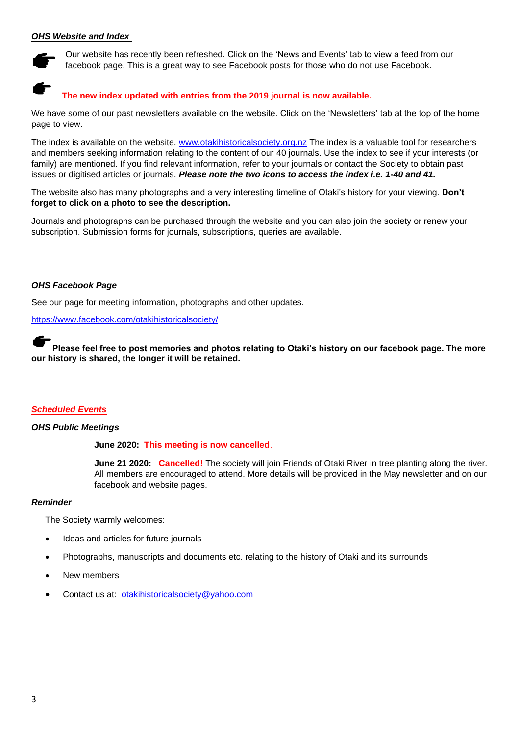***OHS Website and Index***

👉 Our website has recently been refreshed. Click on the 'News and Events' tab to view a feed from our facebook page. This is a great way to see Facebook posts for those who do not use Facebook.

👉 **The new index updated with entries from the 2019 journal is now available.**

We have some of our past newsletters available on the website. Click on the 'Newsletters' tab at the top of the home page to view.

The index is available on the website. www.otakihistoricalsociety.org.nz The index is a valuable tool for researchers and members seeking information relating to the content of our 40 journals. Use the index to see if your interests (or family) are mentioned. If you find relevant information, refer to your journals or contact the Society to obtain past issues or digitised articles or journals. ***Please note the two icons to access the index i.e. 1-40 and 41.***

The website also has many photographs and a very interesting timeline of Otaki's history for your viewing. **Don't forget to click on a photo to see the description.**

Journals and photographs can be purchased through the website and you can also join the society or renew your subscription. Submission forms for journals, subscriptions, queries are available.

***OHS Facebook Page***

See our page for meeting information, photographs and other updates.

https://www.facebook.com/otakihistoricalsociety/

👉 **Please feel free to post memories and photos relating to Otaki's history on our facebook page. The more our history is shared, the longer it will be retained.**

***Scheduled Events***

***OHS Public Meetings***

**June 2020: This meeting is now cancelled**.

**June 21 2020: Cancelled!** The society will join Friends of Otaki River in tree planting along the river. All members are encouraged to attend. More details will be provided in the May newsletter and on our facebook and website pages.

***Reminder***

The Society warmly welcomes:

- Ideas and articles for future journals
- Photographs, manuscripts and documents etc. relating to the history of Otaki and its surrounds
- New members
- Contact us at: otakihistoricalsociety@yahoo.com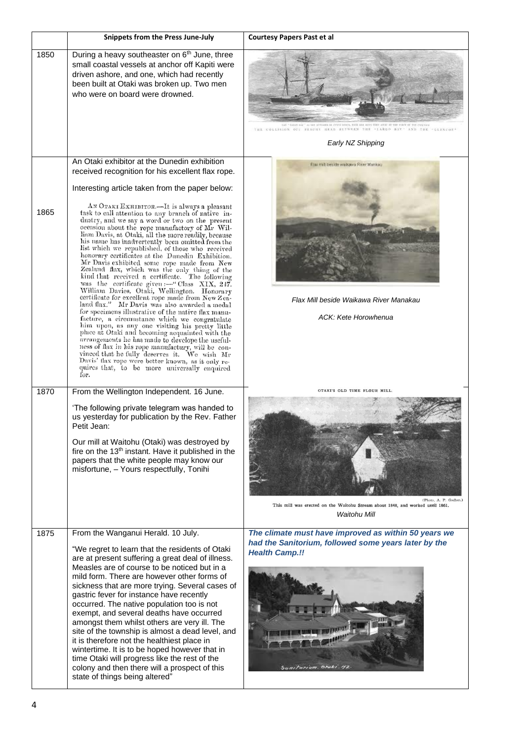| | Snippets from the Press June-July | Courtesy Papers Past et al |
|---|---|---|
| 1850 | During a heavy southeaster on 6th June, three small coastal vessels at anchor off Kapiti were driven ashore, and one, which had recently been built at Otaki was broken up. Two men who were on board were drowned. | THE COLLISION OFF BEACHY HEAD BETWEEN THE "LARGO BAY" AND THE "GLENCOE"<br><br>*Early NZ Shipping* |
| 1865 | An Otaki exhibitor at the Dunedin exhibition received recognition for his excellent flax rope.<br><br>Interesting article taken from the paper below:<br><br>AN OTAKI EXHIBITOR.—It is always a pleasant task to call attention to any branch of native industry, and we say a word or two on the present occasion about the rope manufactory of Mr William Davis, at Otaki, all the more readily, because his name has inadvertently been omitted from the list which we republished, of those who received honorary certificates at the Dunedin Exhibition. Mr Davis exhibited some rope made from New Zealand flax, which was the only thing of the kind that received a certificate. The following was the certificate given:—"Class XIX, 247. William Davies, Otaki, Wellington. Honorary certificate for excellent rope made from New Zealand flax." Mr Davis was also awarded a medal for specimens illustrative of the native flax manufacture, a circumstance which we congratulate him upon, as any one visiting his pretty little place at Otaki and becoming acquainted with the arrangements he has made to develope the usefulness of flax in his rope manufactury, will be convinced that he fully deserves it. We wish Mr Davis' flax rope were better known, as it only requires that, to be more universally enquired for. | Flax mill beside Waikawa River Manakau<br><br>*Flax Mill beside Waikawa River Manakau*<br><br>*ACK: Kete Horowhenua* |
| 1870 | From the Wellington Independent. 16 June.<br><br>'The following private telegram was handed to us yesterday for publication by the Rev. Father Petit Jean:<br><br>Our mill at Waitohu (Otaki) was destroyed by fire on the 13th instant. Have it published in the papers that the white people may know our misfortune, – Yours respectfully, Tonihi | OTAKI'S OLD TIME FLOUR MILL.<br><br>(Photo, A. P. Godber.)<br>This mill was erected on the Waitohu Stream about 1848, and worked until 1861.<br><br>*Waitohu Mill* |
| 1875 | From the Wanganui Herald. 10 July.<br><br>"We regret to learn that the residents of Otaki are at present suffering a great deal of illness. Measles are of course to be noticed but in a mild form. There are however other forms of sickness that are more trying. Several cases of gastric fever for instance have recently occurred. The native population too is not exempt, and several deaths have occurred amongst them whilst others are very ill. The site of the township is almost a dead level, and it is therefore not the healthiest place in wintertime. It is to be hoped however that in time Otaki will progress like the rest of the colony and then there will a prospect of this state of things being altered" | ***The climate must have improved as within 50 years we had the Sanitorium, followed some years later by the Health Camp.!!***<br><br>Sanitorium, Otaki. 72. |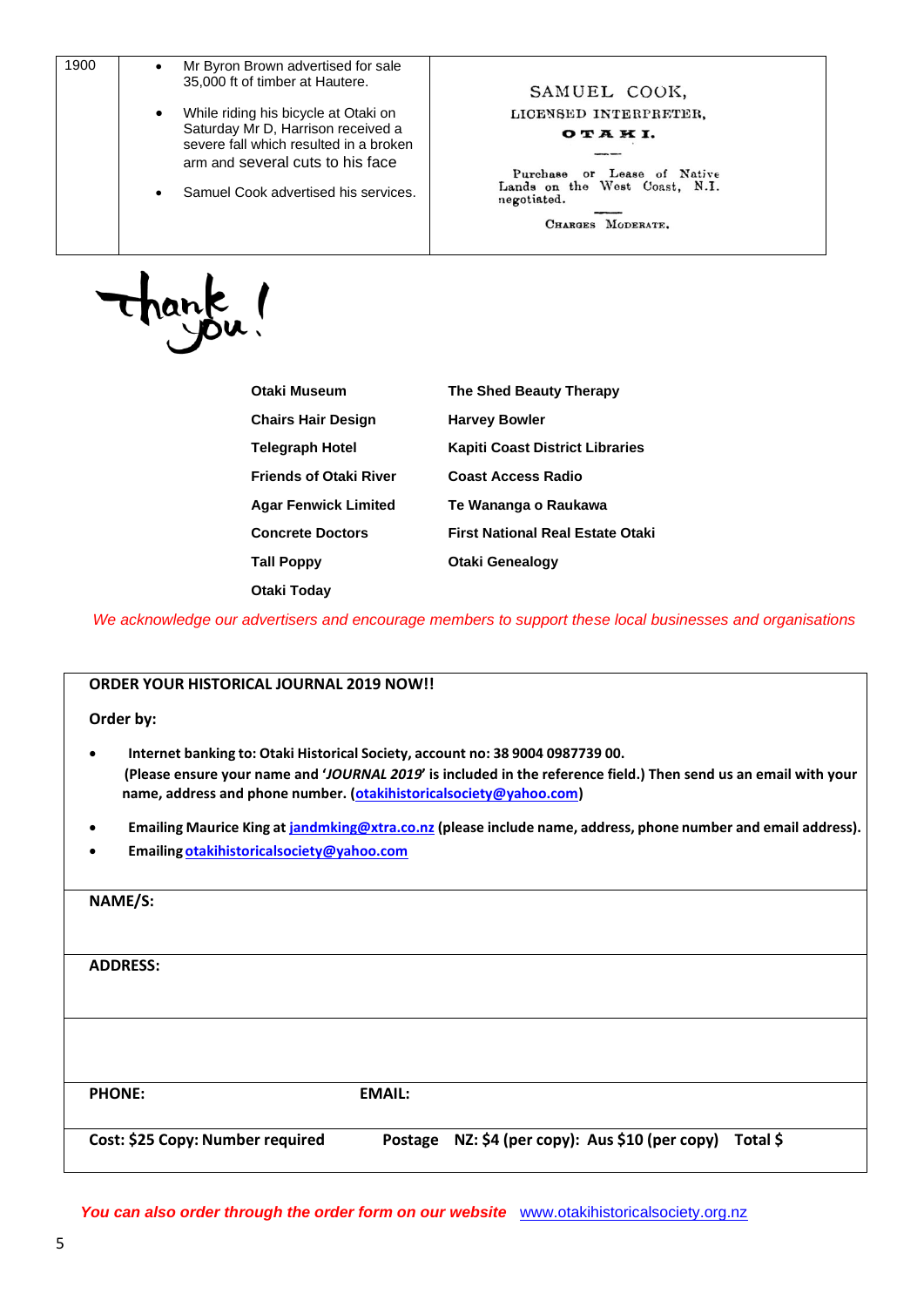| | | |
|---|---|---|
| 1900 | • Mr Byron Brown advertised for sale 35,000 ft of timber at Hautere.<br>• While riding his bicycle at Otaki on Saturday Mr D, Harrison received a severe fall which resulted in a broken arm and several cuts to his face<br>• Samuel Cook advertised his services. | SAMUEL COOK,<br>LICENSED INTERPRETER,<br>OTAKI.<br>Purchase or Lease of Native Lands on the West Coast, N.I. negotiated.<br>CHARGES MODERATE. |

thank you!

| | |
|---|---|
| **Otaki Museum** | **The Shed Beauty Therapy** |
| **Chairs Hair Design** | **Harvey Bowler** |
| **Telegraph Hotel** | **Kapiti Coast District Libraries** |
| **Friends of Otaki River** | **Coast Access Radio** |
| **Agar Fenwick Limited** | **Te Wananga o Raukawa** |
| **Concrete Doctors** | **First National Real Estate Otaki** |
| **Tall Poppy** | **Otaki Genealogy** |
| **Otaki Today** | |

*We acknowledge our advertisers and encourage members to support these local businesses and organisations*

**ORDER YOUR HISTORICAL JOURNAL 2019 NOW!!**

**Order by:**

- **Internet banking to: Otaki Historical Society, account no: 38 9004 0987739 00. (Please ensure your name and '*JOURNAL 2019*' is included in the reference field.) Then send us an email with your name, address and phone number. (otakihistoricalsociety@yahoo.com)**
- **Emailing Maurice King at jandmking@xtra.co.nz (please include name, address, phone number and email address).**
- **Emailing otakihistoricalsociety@yahoo.com**

| | |
|---|---|
| **NAME/S:** | |
| **ADDRESS:** | |
| | |
| **PHONE:** | **EMAIL:** |
| **Cost: $25 Copy: Number required** | **Postage NZ: $4 (per copy): Aus $10 (per copy) Total $** |

***You can also order through the order form on our website*** www.otakihistoricalsociety.org.nz